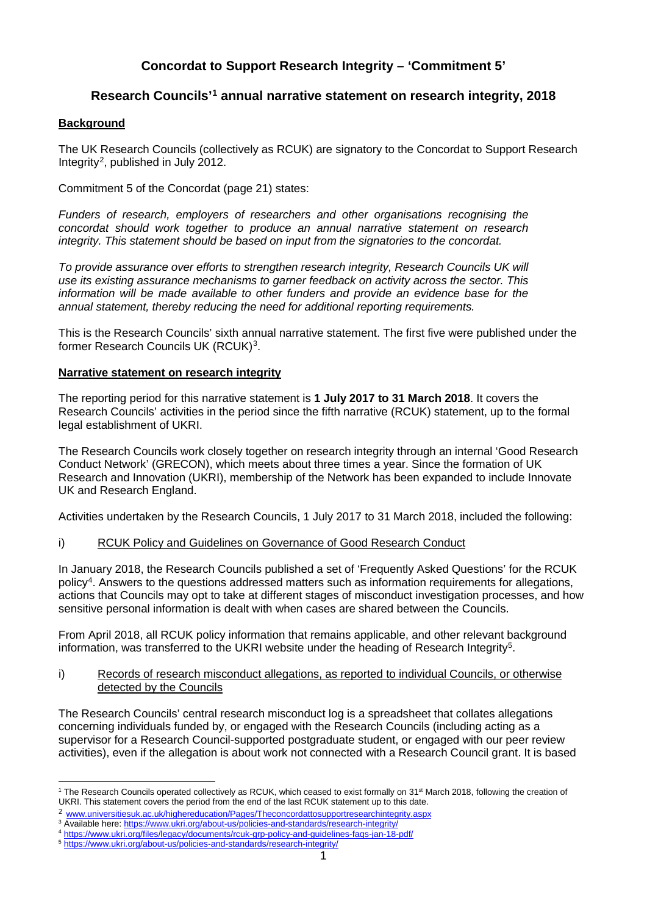## Concordat to Support Research Integrity – 'Commitment 5'

### Research Councils'[1] annual narrative statement on research integrity, 2018

**Background**

The UK Research Councils (collectively as RCUK) are signatory to the Concordat to Support Research Integrity[2], published in July 2012.

Commitment 5 of the Concordat (page 21) states:

*Funders of research, employers of researchers and other organisations recognising the concordat should work together to produce an annual narrative statement on research integrity. This statement should be based on input from the signatories to the concordat.*

*To provide assurance over efforts to strengthen research integrity, Research Councils UK will use its existing assurance mechanisms to garner feedback on activity across the sector. This information will be made available to other funders and provide an evidence base for the annual statement, thereby reducing the need for additional reporting requirements.*

This is the Research Councils' sixth annual narrative statement. The first five were published under the former Research Councils UK (RCUK)[3].

**Narrative statement on research integrity**

The reporting period for this narrative statement is **1 July 2017 to 31 March 2018**. It covers the Research Councils' activities in the period since the fifth narrative (RCUK) statement, up to the formal legal establishment of UKRI.

The Research Councils work closely together on research integrity through an internal 'Good Research Conduct Network' (GRECON), which meets about three times a year. Since the formation of UK Research and Innovation (UKRI), membership of the Network has been expanded to include Innovate UK and Research England.

Activities undertaken by the Research Councils, 1 July 2017 to 31 March 2018, included the following:

i) RCUK Policy and Guidelines on Governance of Good Research Conduct

In January 2018, the Research Councils published a set of 'Frequently Asked Questions' for the RCUK policy[4]. Answers to the questions addressed matters such as information requirements for allegations, actions that Councils may opt to take at different stages of misconduct investigation processes, and how sensitive personal information is dealt with when cases are shared between the Councils.

From April 2018, all RCUK policy information that remains applicable, and other relevant background information, was transferred to the UKRI website under the heading of Research Integrity[5].

i) Records of research misconduct allegations, as reported to individual Councils, or otherwise detected by the Councils

The Research Councils' central research misconduct log is a spreadsheet that collates allegations concerning individuals funded by, or engaged with the Research Councils (including acting as a supervisor for a Research Council-supported postgraduate student, or engaged with our peer review activities), even if the allegation is about work not connected with a Research Council grant. It is based

---

[1] The Research Councils operated collectively as RCUK, which ceased to exist formally on 31st March 2018, following the creation of UKRI. This statement covers the period from the end of the last RCUK statement up to this date.

[2] www.universitiesuk.ac.uk/highereducation/Pages/Theconcordattosupportresearchintegrity.aspx

[3] Available here: https://www.ukri.org/about-us/policies-and-standards/research-integrity/

[4] https://www.ukri.org/files/legacy/documents/rcuk-grp-policy-and-guidelines-faqs-jan-18-pdf/

[5] https://www.ukri.org/about-us/policies-and-standards/research-integrity/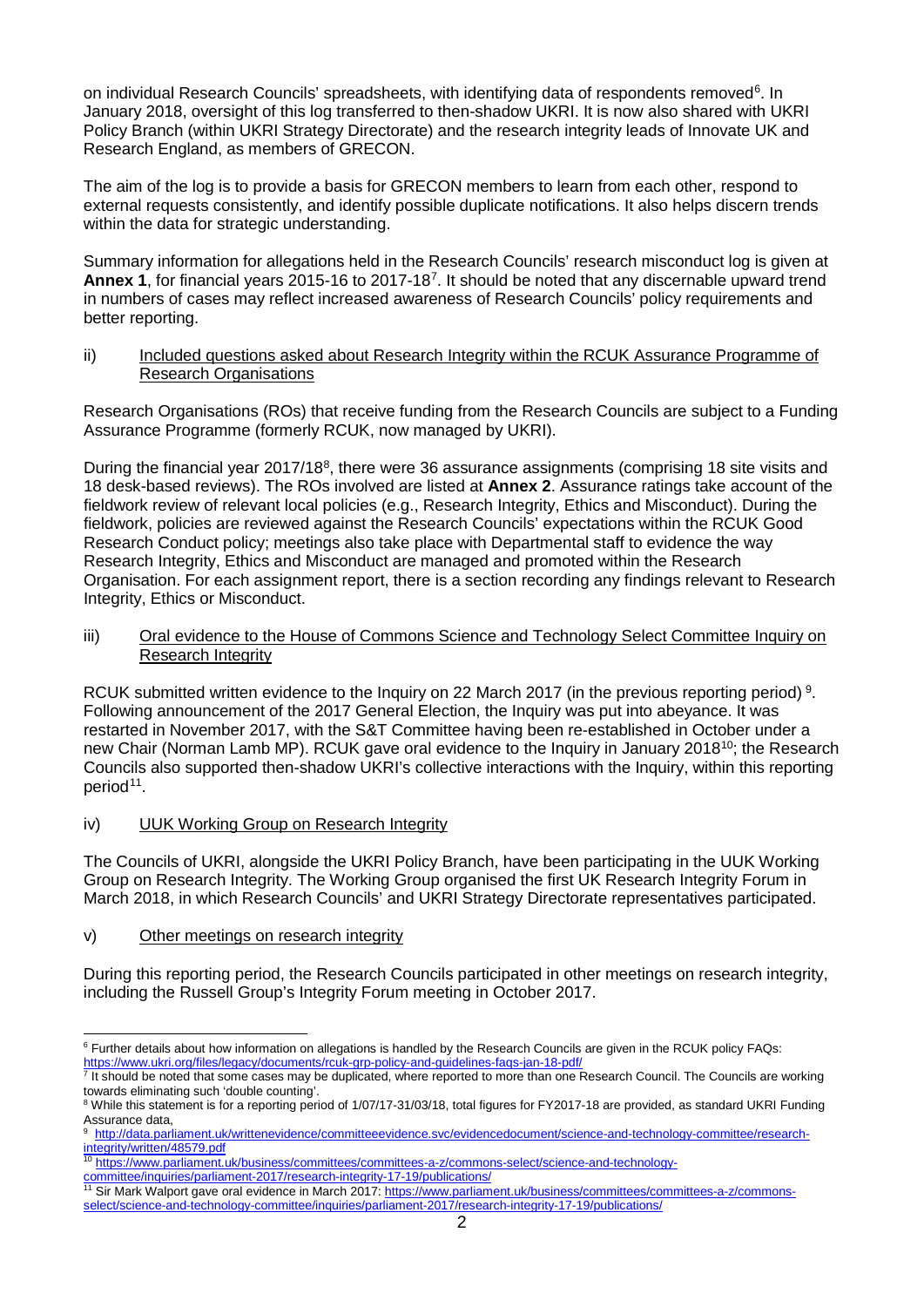on individual Research Councils' spreadsheets, with identifying data of respondents removed[6]. In January 2018, oversight of this log transferred to then-shadow UKRI. It is now also shared with UKRI Policy Branch (within UKRI Strategy Directorate) and the research integrity leads of Innovate UK and Research England, as members of GRECON.

The aim of the log is to provide a basis for GRECON members to learn from each other, respond to external requests consistently, and identify possible duplicate notifications. It also helps discern trends within the data for strategic understanding.

Summary information for allegations held in the Research Councils' research misconduct log is given at **Annex 1**, for financial years 2015-16 to 2017-18[7]. It should be noted that any discernable upward trend in numbers of cases may reflect increased awareness of Research Councils' policy requirements and better reporting.

ii) Included questions asked about Research Integrity within the RCUK Assurance Programme of Research Organisations

Research Organisations (ROs) that receive funding from the Research Councils are subject to a Funding Assurance Programme (formerly RCUK, now managed by UKRI).

During the financial year 2017/18[8], there were 36 assurance assignments (comprising 18 site visits and 18 desk-based reviews). The ROs involved are listed at **Annex 2**. Assurance ratings take account of the fieldwork review of relevant local policies (e.g., Research Integrity, Ethics and Misconduct). During the fieldwork, policies are reviewed against the Research Councils' expectations within the RCUK Good Research Conduct policy; meetings also take place with Departmental staff to evidence the way Research Integrity, Ethics and Misconduct are managed and promoted within the Research Organisation. For each assignment report, there is a section recording any findings relevant to Research Integrity, Ethics or Misconduct.

iii) Oral evidence to the House of Commons Science and Technology Select Committee Inquiry on Research Integrity

RCUK submitted written evidence to the Inquiry on 22 March 2017 (in the previous reporting period) [9]. Following announcement of the 2017 General Election, the Inquiry was put into abeyance. It was restarted in November 2017, with the S&T Committee having been re-established in October under a new Chair (Norman Lamb MP). RCUK gave oral evidence to the Inquiry in January 2018[10]; the Research Councils also supported then-shadow UKRI's collective interactions with the Inquiry, within this reporting period[11].

iv) UUK Working Group on Research Integrity

The Councils of UKRI, alongside the UKRI Policy Branch, have been participating in the UUK Working Group on Research Integrity. The Working Group organised the first UK Research Integrity Forum in March 2018, in which Research Councils' and UKRI Strategy Directorate representatives participated.

v) Other meetings on research integrity

During this reporting period, the Research Councils participated in other meetings on research integrity, including the Russell Group's Integrity Forum meeting in October 2017.

---

[6] Further details about how information on allegations is handled by the Research Councils are given in the RCUK policy FAQs: https://www.ukri.org/files/legacy/documents/rcuk-grp-policy-and-guidelines-faqs-jan-18-pdf/

[7] It should be noted that some cases may be duplicated, where reported to more than one Research Council. The Councils are working towards eliminating such 'double counting'.

[8] While this statement is for a reporting period of 1/07/17-31/03/18, total figures for FY2017-18 are provided, as standard UKRI Funding Assurance data,

[9] http://data.parliament.uk/writtenevidence/committeeevidence.svc/evidencedocument/science-and-technology-committee/research-integrity/written/48579.pdf

[10] https://www.parliament.uk/business/committees/committees-a-z/commons-select/science-and-technology-committee/inquiries/parliament-2017/research-integrity-17-19/publications/

[11] Sir Mark Walport gave oral evidence in March 2017: https://www.parliament.uk/business/committees/committees-a-z/commons-select/science-and-technology-committee/inquiries/parliament-2017/research-integrity-17-19/publications/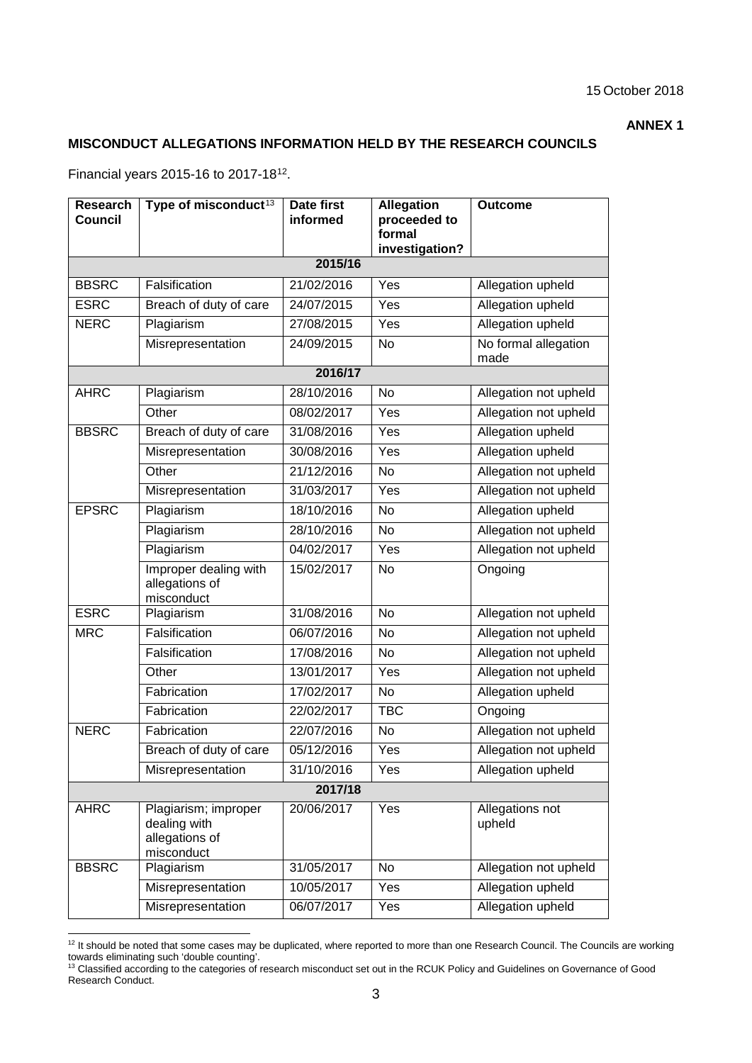15 October 2018

**ANNEX 1**

**MISCONDUCT ALLEGATIONS INFORMATION HELD BY THE RESEARCH COUNCILS**

Financial years 2015-16 to 2017-18[12].

| Research Council | Type of misconduct[13] | Date first informed | Allegation proceeded to formal investigation? | Outcome |
|---|---|---|---|---|
| **2015/16** | | | | |
| BBSRC | Falsification | 21/02/2016 | Yes | Allegation upheld |
| ESRC | Breach of duty of care | 24/07/2015 | Yes | Allegation upheld |
| NERC | Plagiarism | 27/08/2015 | Yes | Allegation upheld |
| | Misrepresentation | 24/09/2015 | No | No formal allegation made |
| **2016/17** | | | | |
| AHRC | Plagiarism | 28/10/2016 | No | Allegation not upheld |
| | Other | 08/02/2017 | Yes | Allegation not upheld |
| BBSRC | Breach of duty of care | 31/08/2016 | Yes | Allegation upheld |
| | Misrepresentation | 30/08/2016 | Yes | Allegation upheld |
| | Other | 21/12/2016 | No | Allegation not upheld |
| | Misrepresentation | 31/03/2017 | Yes | Allegation not upheld |
| EPSRC | Plagiarism | 18/10/2016 | No | Allegation upheld |
| | Plagiarism | 28/10/2016 | No | Allegation not upheld |
| | Plagiarism | 04/02/2017 | Yes | Allegation not upheld |
| | Improper dealing with allegations of misconduct | 15/02/2017 | No | Ongoing |
| ESRC | Plagiarism | 31/08/2016 | No | Allegation not upheld |
| MRC | Falsification | 06/07/2016 | No | Allegation not upheld |
| | Falsification | 17/08/2016 | No | Allegation not upheld |
| | Other | 13/01/2017 | Yes | Allegation not upheld |
| | Fabrication | 17/02/2017 | No | Allegation upheld |
| | Fabrication | 22/02/2017 | TBC | Ongoing |
| NERC | Fabrication | 22/07/2016 | No | Allegation not upheld |
| | Breach of duty of care | 05/12/2016 | Yes | Allegation not upheld |
| | Misrepresentation | 31/10/2016 | Yes | Allegation upheld |
| **2017/18** | | | | |
| AHRC | Plagiarism; improper dealing with allegations of misconduct | 20/06/2017 | Yes | Allegations not upheld |
| BBSRC | Plagiarism | 31/05/2017 | No | Allegation not upheld |
| | Misrepresentation | 10/05/2017 | Yes | Allegation upheld |
| | Misrepresentation | 06/07/2017 | Yes | Allegation upheld |

[12] It should be noted that some cases may be duplicated, where reported to more than one Research Council. The Councils are working towards eliminating such 'double counting'.

[13] Classified according to the categories of research misconduct set out in the RCUK Policy and Guidelines on Governance of Good Research Conduct.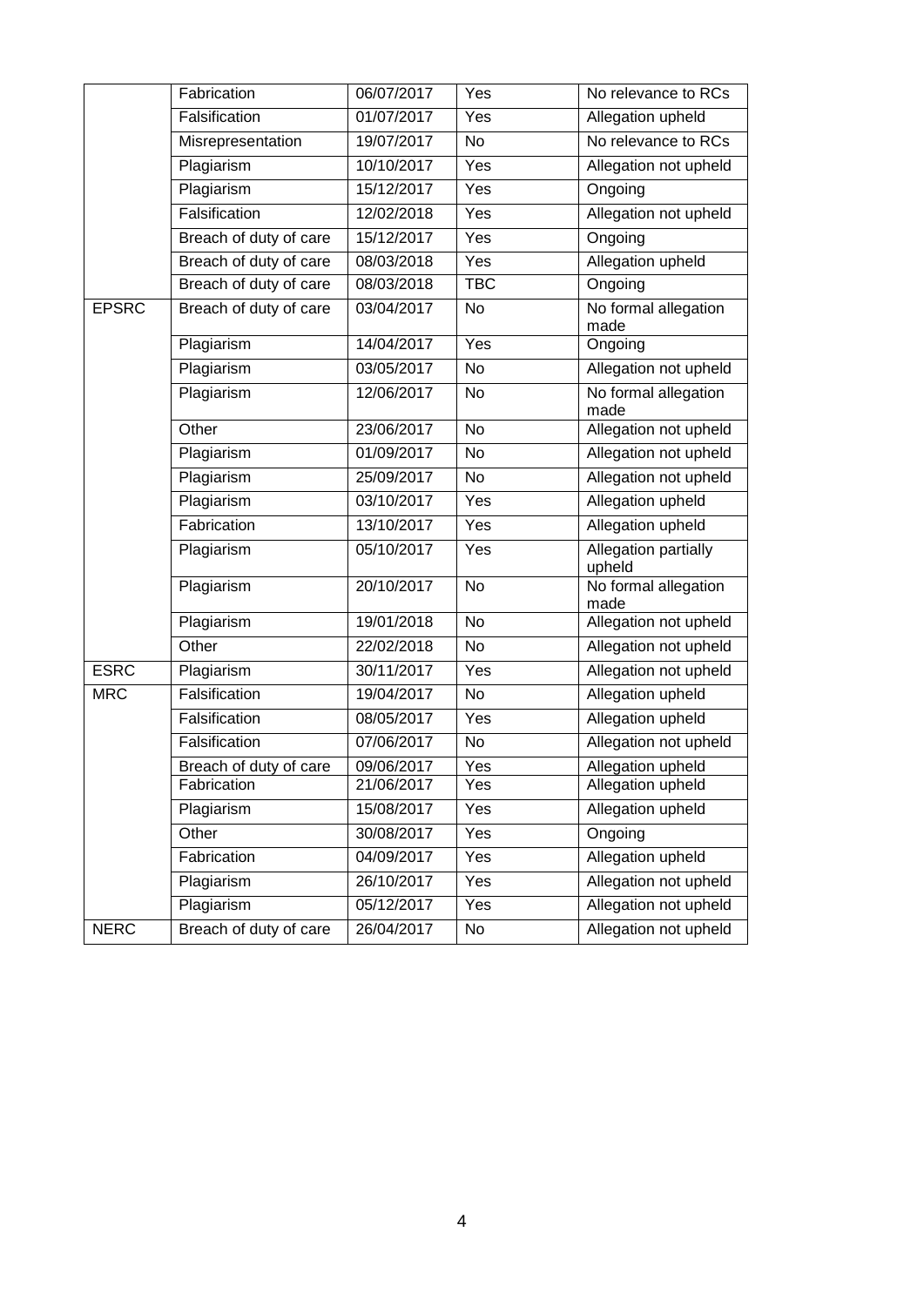| | | | | |
|---|---|---|---|---|
| | Fabrication | 06/07/2017 | Yes | No relevance to RCs |
| | Falsification | 01/07/2017 | Yes | Allegation upheld |
| | Misrepresentation | 19/07/2017 | No | No relevance to RCs |
| | Plagiarism | 10/10/2017 | Yes | Allegation not upheld |
| | Plagiarism | 15/12/2017 | Yes | Ongoing |
| | Falsification | 12/02/2018 | Yes | Allegation not upheld |
| | Breach of duty of care | 15/12/2017 | Yes | Ongoing |
| | Breach of duty of care | 08/03/2018 | Yes | Allegation upheld |
| | Breach of duty of care | 08/03/2018 | TBC | Ongoing |
| EPSRC | Breach of duty of care | 03/04/2017 | No | No formal allegation made |
| | Plagiarism | 14/04/2017 | Yes | Ongoing |
| | Plagiarism | 03/05/2017 | No | Allegation not upheld |
| | Plagiarism | 12/06/2017 | No | No formal allegation made |
| | Other | 23/06/2017 | No | Allegation not upheld |
| | Plagiarism | 01/09/2017 | No | Allegation not upheld |
| | Plagiarism | 25/09/2017 | No | Allegation not upheld |
| | Plagiarism | 03/10/2017 | Yes | Allegation upheld |
| | Fabrication | 13/10/2017 | Yes | Allegation upheld |
| | Plagiarism | 05/10/2017 | Yes | Allegation partially upheld |
| | Plagiarism | 20/10/2017 | No | No formal allegation made |
| | Plagiarism | 19/01/2018 | No | Allegation not upheld |
| | Other | 22/02/2018 | No | Allegation not upheld |
| ESRC | Plagiarism | 30/11/2017 | Yes | Allegation not upheld |
| MRC | Falsification | 19/04/2017 | No | Allegation upheld |
| | Falsification | 08/05/2017 | Yes | Allegation upheld |
| | Falsification | 07/06/2017 | No | Allegation not upheld |
| | Breach of duty of care | 09/06/2017 | Yes | Allegation upheld |
| | Fabrication | 21/06/2017 | Yes | Allegation upheld |
| | Plagiarism | 15/08/2017 | Yes | Allegation upheld |
| | Other | 30/08/2017 | Yes | Ongoing |
| | Fabrication | 04/09/2017 | Yes | Allegation upheld |
| | Plagiarism | 26/10/2017 | Yes | Allegation not upheld |
| | Plagiarism | 05/12/2017 | Yes | Allegation not upheld |
| NERC | Breach of duty of care | 26/04/2017 | No | Allegation not upheld |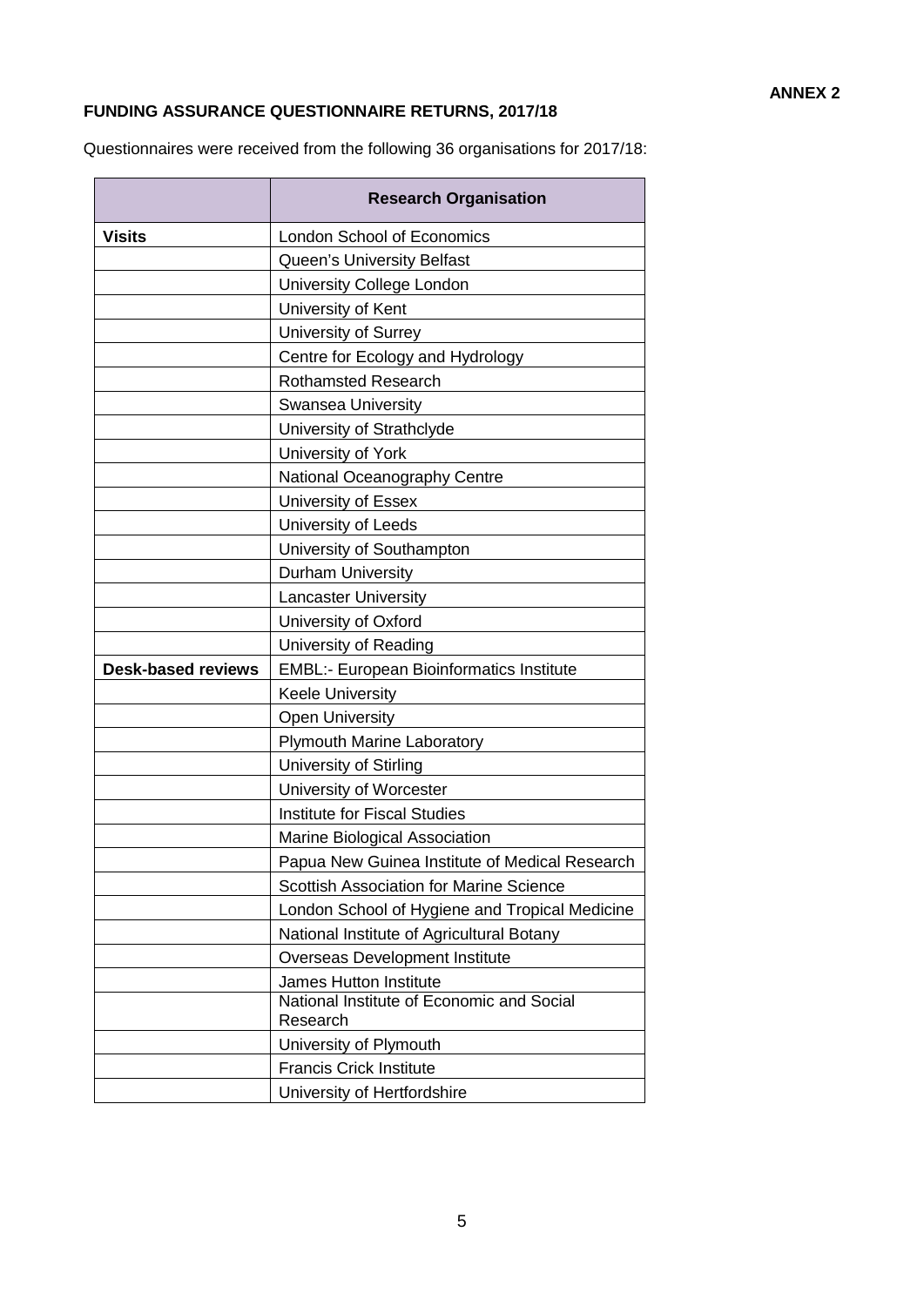**ANNEX 2**

## FUNDING ASSURANCE QUESTIONNAIRE RETURNS, 2017/18

Questionnaires were received from the following 36 organisations for 2017/18:

| | Research Organisation |
|---|---|
| **Visits** | London School of Economics |
| | Queen's University Belfast |
| | University College London |
| | University of Kent |
| | University of Surrey |
| | Centre for Ecology and Hydrology |
| | Rothamsted Research |
| | Swansea University |
| | University of Strathclyde |
| | University of York |
| | National Oceanography Centre |
| | University of Essex |
| | University of Leeds |
| | University of Southampton |
| | Durham University |
| | Lancaster University |
| | University of Oxford |
| | University of Reading |
| **Desk-based reviews** | EMBL:- European Bioinformatics Institute |
| | Keele University |
| | Open University |
| | Plymouth Marine Laboratory |
| | University of Stirling |
| | University of Worcester |
| | Institute for Fiscal Studies |
| | Marine Biological Association |
| | Papua New Guinea Institute of Medical Research |
| | Scottish Association for Marine Science |
| | London School of Hygiene and Tropical Medicine |
| | National Institute of Agricultural Botany |
| | Overseas Development Institute |
| | James Hutton Institute |
| | National Institute of Economic and Social Research |
| | University of Plymouth |
| | Francis Crick Institute |
| | University of Hertfordshire |